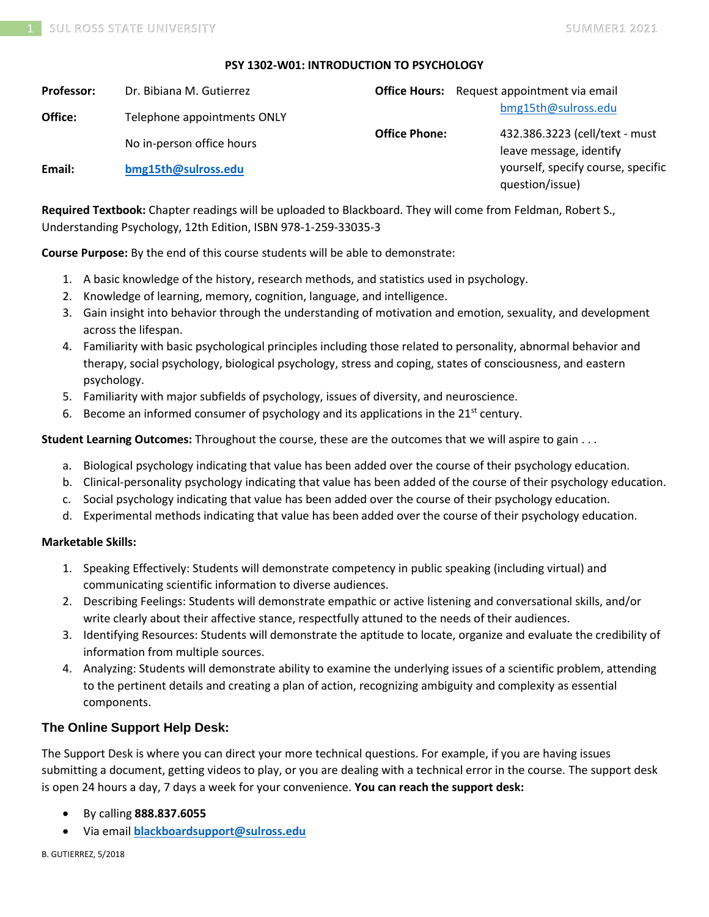**PSY 1302-W01: INTRODUCTION TO PSYCHOLOGY**

**Professor:** Dr. Bibiana M. Gutierrez

**Office:** Telephone appointments ONLY

No in-person office hours

**Email:** **bmg15th@sulross.edu**

**Office Hours:** Request appointment via email bmg15th@sulross.edu

**Office Phone:** 432.386.3223 (cell/text - must leave message, identify yourself, specify course, specific question/issue)

**Required Textbook:** Chapter readings will be uploaded to Blackboard. They will come from Feldman, Robert S., Understanding Psychology, 12th Edition, ISBN 978-1-259-33035-3

**Course Purpose:** By the end of this course students will be able to demonstrate:

1. A basic knowledge of the history, research methods, and statistics used in psychology.
2. Knowledge of learning, memory, cognition, language, and intelligence.
3. Gain insight into behavior through the understanding of motivation and emotion, sexuality, and development across the lifespan.
4. Familiarity with basic psychological principles including those related to personality, abnormal behavior and therapy, social psychology, biological psychology, stress and coping, states of consciousness, and eastern psychology.
5. Familiarity with major subfields of psychology, issues of diversity, and neuroscience.
6. Become an informed consumer of psychology and its applications in the 21st century.

**Student Learning Outcomes:** Throughout the course, these are the outcomes that we will aspire to gain . . .

a. Biological psychology indicating that value has been added over the course of their psychology education.
b. Clinical-personality psychology indicating that value has been added of the course of their psychology education.
c. Social psychology indicating that value has been added over the course of their psychology education.
d. Experimental methods indicating that value has been added over the course of their psychology education.

**Marketable Skills:**

1. Speaking Effectively: Students will demonstrate competency in public speaking (including virtual) and communicating scientific information to diverse audiences.
2. Describing Feelings: Students will demonstrate empathic or active listening and conversational skills, and/or write clearly about their affective stance, respectfully attuned to the needs of their audiences.
3. Identifying Resources: Students will demonstrate the aptitude to locate, organize and evaluate the credibility of information from multiple sources.
4. Analyzing: Students will demonstrate ability to examine the underlying issues of a scientific problem, attending to the pertinent details and creating a plan of action, recognizing ambiguity and complexity as essential components.

## The Online Support Help Desk:

The Support Desk is where you can direct your more technical questions. For example, if you are having issues submitting a document, getting videos to play, or you are dealing with a technical error in the course. The support desk is open 24 hours a day, 7 days a week for your convenience. **You can reach the support desk:**

- By calling **888.837.6055**
- Via email **blackboardsupport@sulross.edu**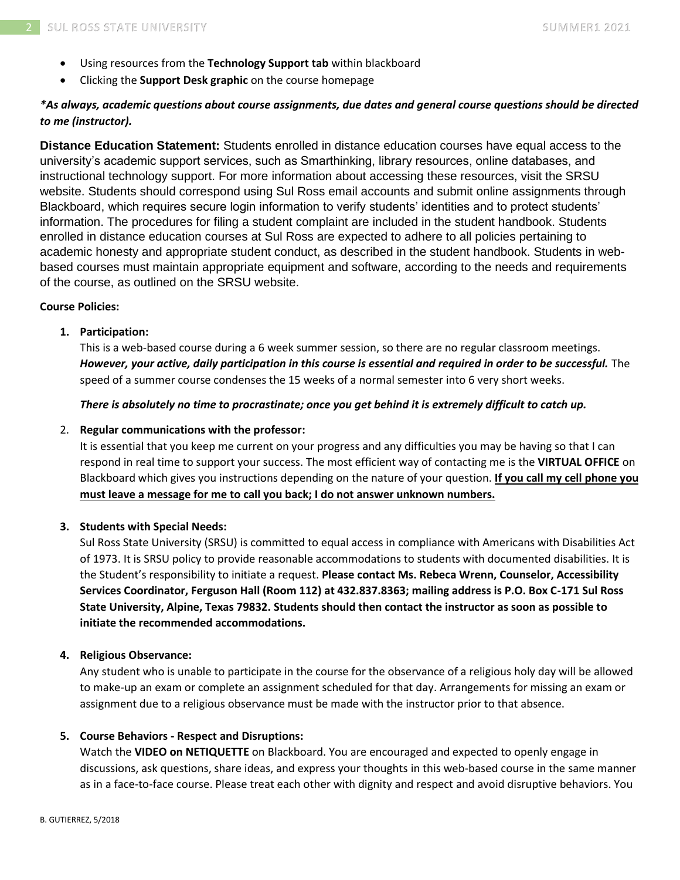- Using resources from the **Technology Support tab** within blackboard
- Clicking the **Support Desk graphic** on the course homepage

***As always, academic questions about course assignments, due dates and general course questions should be directed to me (instructor).***

**Distance Education Statement:** Students enrolled in distance education courses have equal access to the university's academic support services, such as Smarthinking, library resources, online databases, and instructional technology support. For more information about accessing these resources, visit the SRSU website. Students should correspond using Sul Ross email accounts and submit online assignments through Blackboard, which requires secure login information to verify students' identities and to protect students' information. The procedures for filing a student complaint are included in the student handbook. Students enrolled in distance education courses at Sul Ross are expected to adhere to all policies pertaining to academic honesty and appropriate student conduct, as described in the student handbook. Students in web-based courses must maintain appropriate equipment and software, according to the needs and requirements of the course, as outlined on the SRSU website.

**Course Policies:**

1. **Participation:**
   This is a web-based course during a 6 week summer session, so there are no regular classroom meetings. ***However, your active, daily participation in this course is essential and required in order to be successful.*** The speed of a summer course condenses the 15 weeks of a normal semester into 6 very short weeks.

   ***There is absolutely no time to procrastinate; once you get behind it is extremely difficult to catch up.***

2. **Regular communications with the professor:**
   It is essential that you keep me current on your progress and any difficulties you may be having so that I can respond in real time to support your success. The most efficient way of contacting me is the **VIRTUAL OFFICE** on Blackboard which gives you instructions depending on the nature of your question. **If you call my cell phone you must leave a message for me to call you back; I do not answer unknown numbers.**

3. **Students with Special Needs:**
   Sul Ross State University (SRSU) is committed to equal access in compliance with Americans with Disabilities Act of 1973. It is SRSU policy to provide reasonable accommodations to students with documented disabilities. It is the Student's responsibility to initiate a request. **Please contact Ms. Rebeca Wrenn, Counselor, Accessibility Services Coordinator, Ferguson Hall (Room 112) at 432.837.8363; mailing address is P.O. Box C-171 Sul Ross State University, Alpine, Texas 79832. Students should then contact the instructor as soon as possible to initiate the recommended accommodations.**

4. **Religious Observance:**
   Any student who is unable to participate in the course for the observance of a religious holy day will be allowed to make-up an exam or complete an assignment scheduled for that day. Arrangements for missing an exam or assignment due to a religious observance must be made with the instructor prior to that absence.

5. **Course Behaviors - Respect and Disruptions:**
   Watch the **VIDEO on NETIQUETTE** on Blackboard. You are encouraged and expected to openly engage in discussions, ask questions, share ideas, and express your thoughts in this web-based course in the same manner as in a face-to-face course. Please treat each other with dignity and respect and avoid disruptive behaviors. You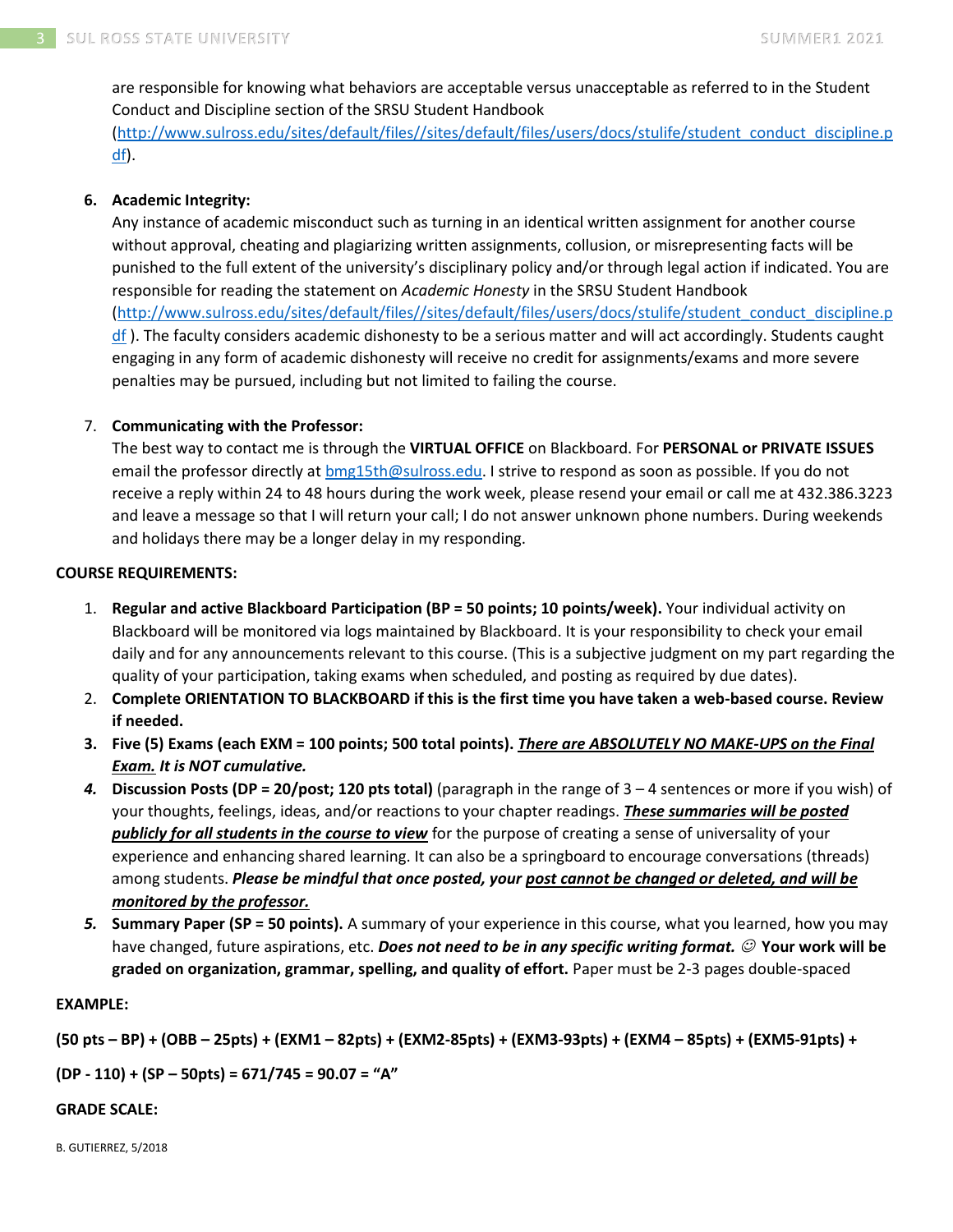are responsible for knowing what behaviors are acceptable versus unacceptable as referred to in the Student Conduct and Discipline section of the SRSU Student Handbook (http://www.sulross.edu/sites/default/files//sites/default/files/users/docs/stulife/student_conduct_discipline.pdf).

6. **Academic Integrity:**
   Any instance of academic misconduct such as turning in an identical written assignment for another course without approval, cheating and plagiarizing written assignments, collusion, or misrepresenting facts will be punished to the full extent of the university's disciplinary policy and/or through legal action if indicated. You are responsible for reading the statement on *Academic Honesty* in the SRSU Student Handbook (http://www.sulross.edu/sites/default/files//sites/default/files/users/docs/stulife/student_conduct_discipline.pdf ). The faculty considers academic dishonesty to be a serious matter and will act accordingly. Students caught engaging in any form of academic dishonesty will receive no credit for assignments/exams and more severe penalties may be pursued, including but not limited to failing the course.

7. **Communicating with the Professor:**
   The best way to contact me is through the **VIRTUAL OFFICE** on Blackboard. For **PERSONAL or PRIVATE ISSUES** email the professor directly at bmg15th@sulross.edu. I strive to respond as soon as possible. If you do not receive a reply within 24 to 48 hours during the work week, please resend your email or call me at 432.386.3223 and leave a message so that I will return your call; I do not answer unknown phone numbers. During weekends and holidays there may be a longer delay in my responding.

**COURSE REQUIREMENTS:**

1. **Regular and active Blackboard Participation (BP = 50 points; 10 points/week).** Your individual activity on Blackboard will be monitored via logs maintained by Blackboard. It is your responsibility to check your email daily and for any announcements relevant to this course. (This is a subjective judgment on my part regarding the quality of your participation, taking exams when scheduled, and posting as required by due dates).
2. **Complete ORIENTATION TO BLACKBOARD if this is the first time you have taken a web-based course. Review if needed.**
3. **Five (5) Exams (each EXM = 100 points; 500 total points).** ***<u>There are ABSOLUTELY NO MAKE-UPS on the Final Exam.</u> It is NOT cumulative.***
4. **Discussion Posts (DP = 20/post; 120 pts total)** (paragraph in the range of 3 – 4 sentences or more if you wish) of your thoughts, feelings, ideas, and/or reactions to your chapter readings. ***<u>These summaries will be posted publicly for all students in the course to view</u>*** for the purpose of creating a sense of universality of your experience and enhancing shared learning. It can also be a springboard to encourage conversations (threads) among students. ***Please be mindful that once posted, your <u>post cannot be changed or deleted, and will be monitored by the professor.</u>***
5. **Summary Paper (SP = 50 points).** A summary of your experience in this course, what you learned, how you may have changed, future aspirations, etc. ***Does not need to be in any specific writing format.*** ☺ **Your work will be graded on organization, grammar, spelling, and quality of effort.** Paper must be 2-3 pages double-spaced

**EXAMPLE:**

**(50 pts – BP) + (OBB – 25pts) + (EXM1 – 82pts) + (EXM2-85pts) + (EXM3-93pts) + (EXM4 – 85pts) + (EXM5-91pts) +**

**(DP - 110) + (SP – 50pts) = 671/745 = 90.07 = "A"**

**GRADE SCALE:**

B. GUTIERREZ, 5/2018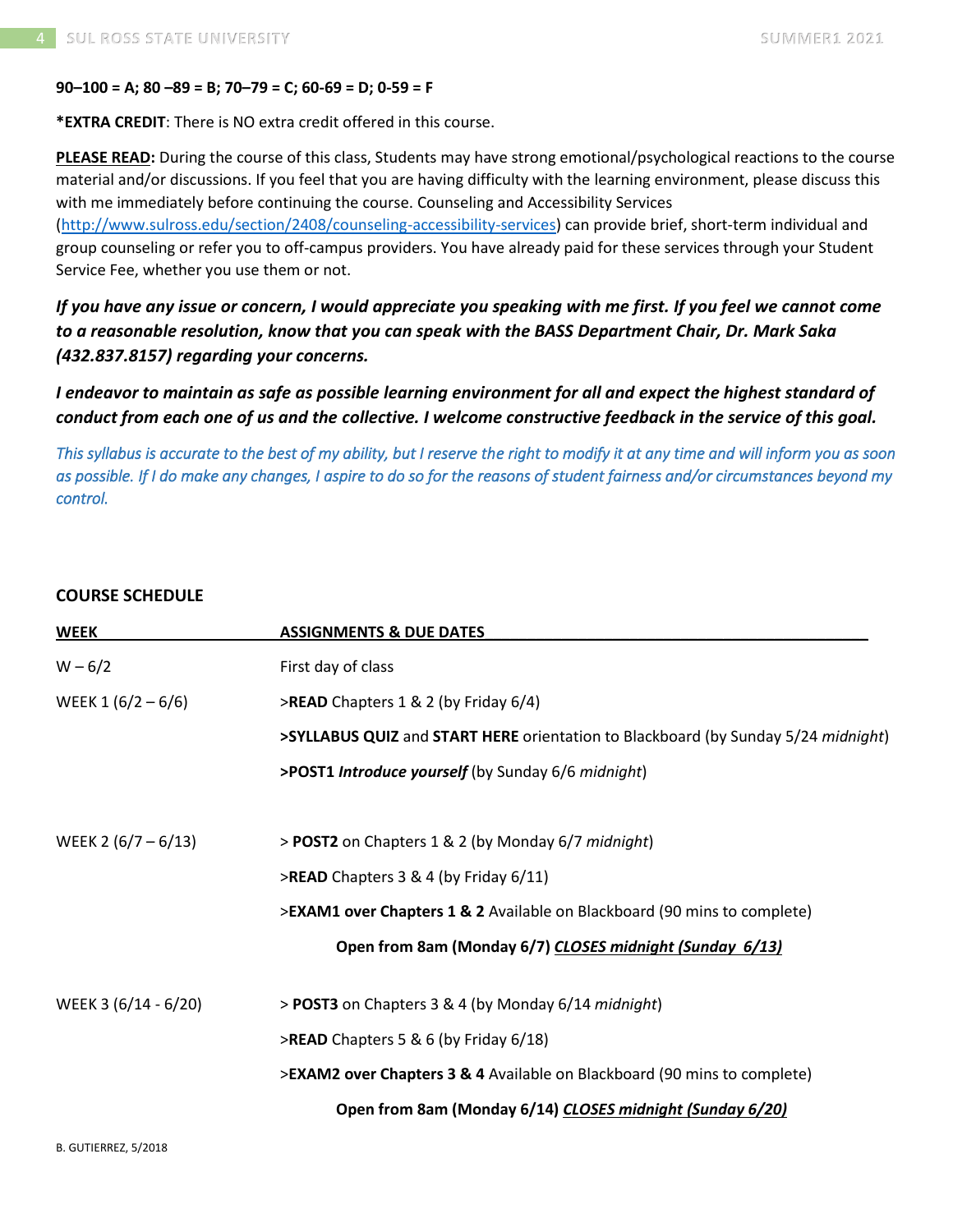**90–100 = A; 80 –89 = B; 70–79 = C; 60-69 = D; 0-59 = F**

***EXTRA CREDIT**: There is NO extra credit offered in this course.

**PLEASE READ:** During the course of this class, Students may have strong emotional/psychological reactions to the course material and/or discussions. If you feel that you are having difficulty with the learning environment, please discuss this with me immediately before continuing the course. Counseling and Accessibility Services (http://www.sulross.edu/section/2408/counseling-accessibility-services) can provide brief, short-term individual and group counseling or refer you to off-campus providers. You have already paid for these services through your Student Service Fee, whether you use them or not.

***If you have any issue or concern, I would appreciate you speaking with me first. If you feel we cannot come to a reasonable resolution, know that you can speak with the BASS Department Chair, Dr. Mark Saka (432.837.8157) regarding your concerns.***

***I endeavor to maintain as safe as possible learning environment for all and expect the highest standard of conduct from each one of us and the collective. I welcome constructive feedback in the service of this goal.***

*This syllabus is accurate to the best of my ability, but I reserve the right to modify it at any time and will inform you as soon as possible. If I do make any changes, I aspire to do so for the reasons of student fairness and/or circumstances beyond my control.*

**COURSE SCHEDULE**

| WEEK | ASSIGNMENTS & DUE DATES |
|---|---|
| W – 6/2 | First day of class |
| WEEK 1 (6/2 – 6/6) | >**READ** Chapters 1 & 2 (by Friday 6/4) |
| | >**SYLLABUS QUIZ** and **START HERE** orientation to Blackboard (by Sunday 5/24 *midnight*) |
| | >**POST1** ***Introduce yourself*** (by Sunday 6/6 *midnight*) |
| WEEK 2 (6/7 – 6/13) | > **POST2** on Chapters 1 & 2 (by Monday 6/7 *midnight*) |
| | >**READ** Chapters 3 & 4 (by Friday 6/11) |
| | >**EXAM1 over Chapters 1 & 2** Available on Blackboard (90 mins to complete) |
| | **Open from 8am (Monday 6/7) *CLOSES midnight (Sunday 6/13)*** |
| WEEK 3 (6/14 - 6/20) | > **POST3** on Chapters 3 & 4 (by Monday 6/14 *midnight*) |
| | >**READ** Chapters 5 & 6 (by Friday 6/18) |
| | >**EXAM2 over Chapters 3 & 4** Available on Blackboard (90 mins to complete) |
| | **Open from 8am (Monday 6/14) *CLOSES midnight (Sunday 6/20)*** |

B. GUTIERREZ, 5/2018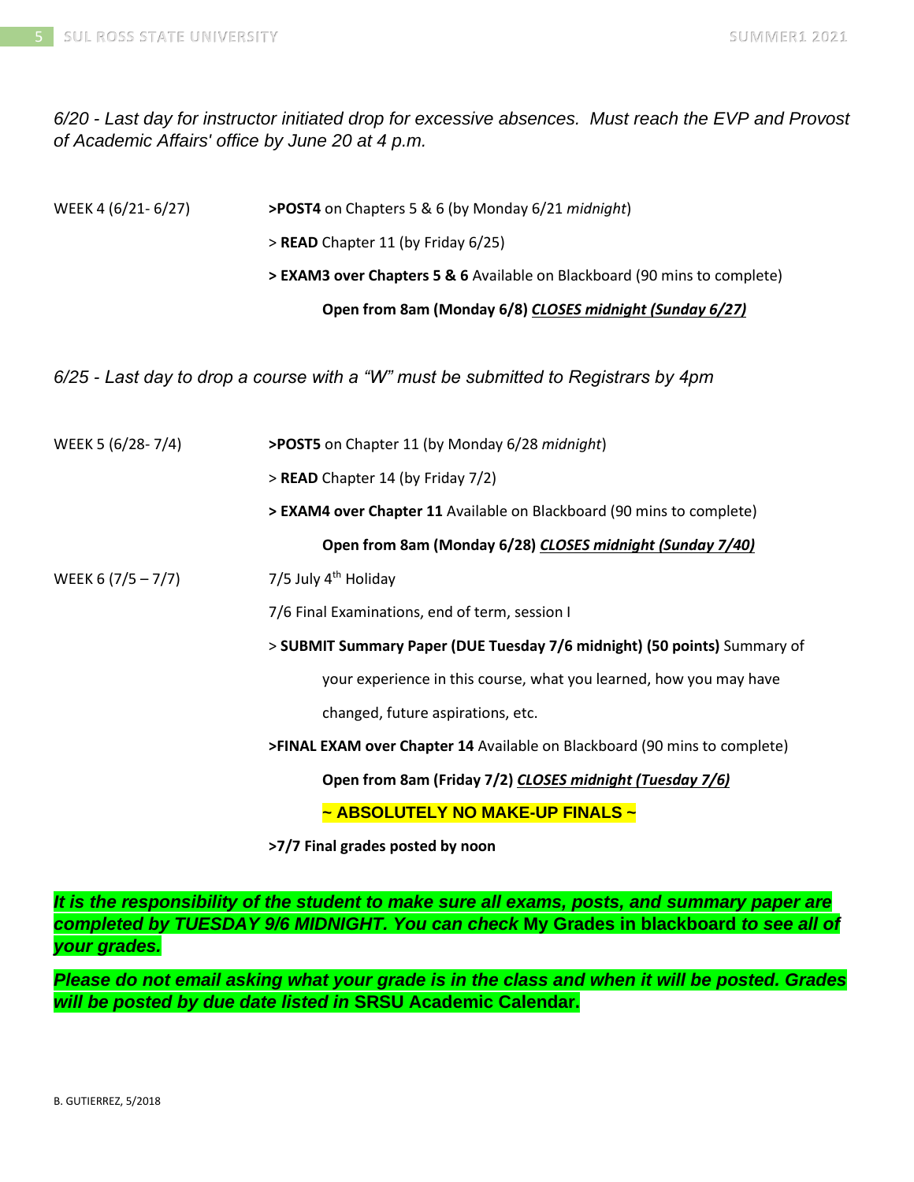*6/20 - Last day for instructor initiated drop for excessive absences. Must reach the EVP and Provost of Academic Affairs' office by June 20 at 4 p.m.*

| | |
|---|---|
| WEEK 4 (6/21- 6/27) | **>POST4** on Chapters 5 & 6 (by Monday 6/21 *midnight*) |
| | > **READ** Chapter 11 (by Friday 6/25) |
| | **> EXAM3 over Chapters 5 & 6** Available on Blackboard (90 mins to complete) |
| | **Open from 8am (Monday 6/8) *CLOSES midnight (Sunday 6/27)*** |

*6/25 - Last day to drop a course with a "W" must be submitted to Registrars by 4pm*

| | |
|---|---|
| WEEK 5 (6/28- 7/4) | **>POST5** on Chapter 11 (by Monday 6/28 *midnight*) |
| | > **READ** Chapter 14 (by Friday 7/2) |
| | **> EXAM4 over Chapter 11** Available on Blackboard (90 mins to complete) |
| | **Open from 8am (Monday 6/28) *CLOSES midnight (Sunday 7/40)*** |
| WEEK 6 (7/5 – 7/7) | 7/5 July 4th Holiday |
| | 7/6 Final Examinations, end of term, session I |
| | > **SUBMIT Summary Paper (DUE Tuesday 7/6 midnight) (50 points)** Summary of your experience in this course, what you learned, how you may have changed, future aspirations, etc. |
| | **>FINAL EXAM over Chapter 14** Available on Blackboard (90 mins to complete) |
| | **Open from 8am (Friday 7/2) *CLOSES midnight (Tuesday 7/6)*** |
| | **~ ABSOLUTELY NO MAKE-UP FINALS ~** |
| | **>7/7 Final grades posted by noon** |

***It is the responsibility of the student to make sure all exams, posts, and summary paper are completed by TUESDAY 9/6 MIDNIGHT. You can check* My Grades in blackboard *to see all of your grades.***

***Please do not email asking what your grade is in the class and when it will be posted. Grades will be posted by due date listed in* SRSU Academic Calendar.**

B. GUTIERREZ, 5/2018